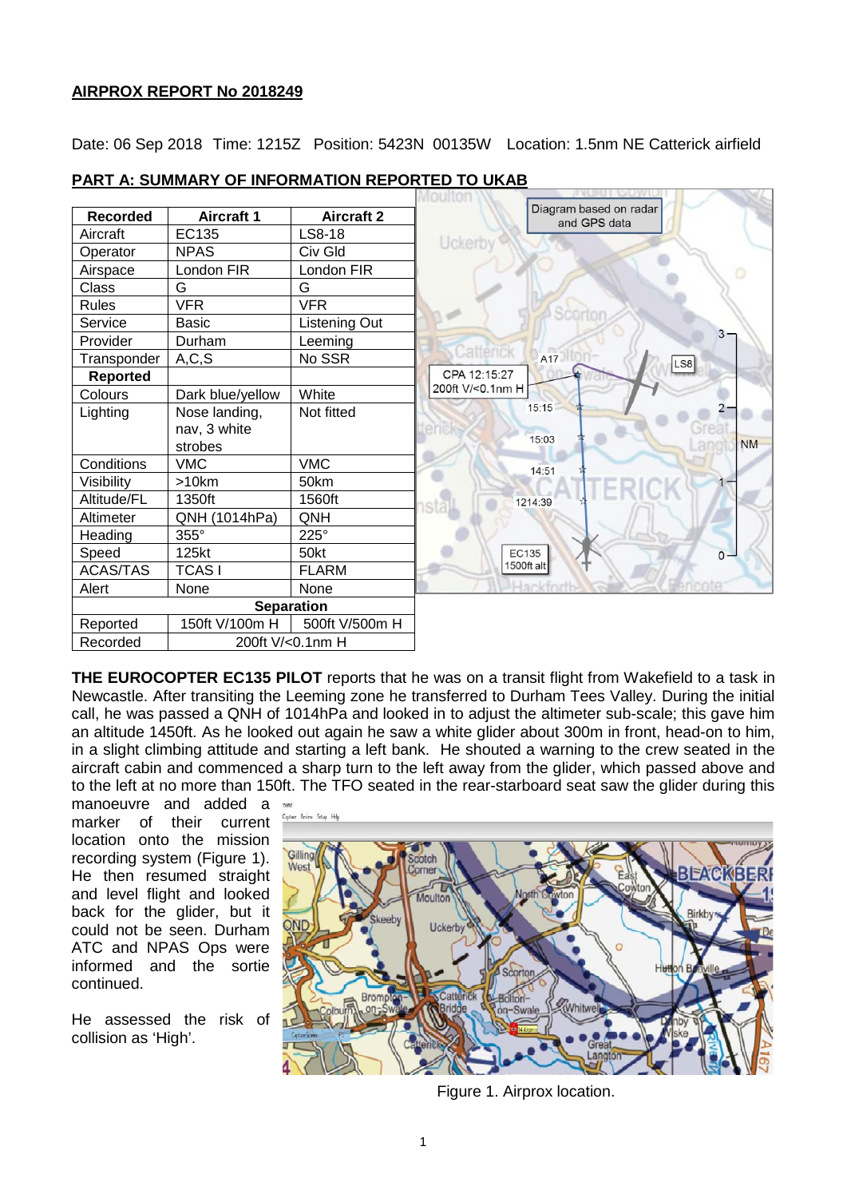**AIRPROX REPORT No 2018249**

Date: 06 Sep 2018 Time: 1215Z Position: 5423N 00135W Location: 1.5nm NE Catterick airfield

**PART A: SUMMARY OF INFORMATION REPORTED TO UKAB**

| Recorded | Aircraft 1 | Aircraft 2 |
|---|---|---|
| Aircraft | EC135 | LS8-18 |
| Operator | NPAS | Civ Gld |
| Airspace | London FIR | London FIR |
| Class | G | G |
| Rules | VFR | VFR |
| Service | Basic | Listening Out |
| Provider | Durham | Leeming |
| Transponder | A,C,S | No SSR |
| **Reported** | | |
| Colours | Dark blue/yellow | White |
| Lighting | Nose landing, nav, 3 white strobes | Not fitted |
| Conditions | VMC | VMC |
| Visibility | >10km | 50km |
| Altitude/FL | 1350ft | 1560ft |
| Altimeter | QNH (1014hPa) | QNH |
| Heading | 355° | 225° |
| Speed | 125kt | 50kt |
| ACAS/TAS | TCAS I | FLARM |
| Alert | None | None |
| **Separation** | | |
| Reported | 150ft V/100m H | 500ft V/500m H |
| Recorded | 200ft V/<0.1nm H | |

Diagram based on radar and GPS data

CPA 12:15:27 200ft V/<0.1nm H

**THE EUROCOPTER EC135 PILOT** reports that he was on a transit flight from Wakefield to a task in Newcastle. After transiting the Leeming zone he transferred to Durham Tees Valley. During the initial call, he was passed a QNH of 1014hPa and looked in to adjust the altimeter sub-scale; this gave him an altitude 1450ft. As he looked out again he saw a white glider about 300m in front, head-on to him, in a slight climbing attitude and starting a left bank. He shouted a warning to the crew seated in the aircraft cabin and commenced a sharp turn to the left away from the glider, which passed above and to the left at no more than 150ft. The TFO seated in the rear-starboard seat saw the glider during this manoeuvre and added a marker of their current location onto the mission recording system (Figure 1). He then resumed straight and level flight and looked back for the glider, but it could not be seen. Durham ATC and NPAS Ops were informed and the sortie continued.

He assessed the risk of collision as 'High'.

Figure 1. Airprox location.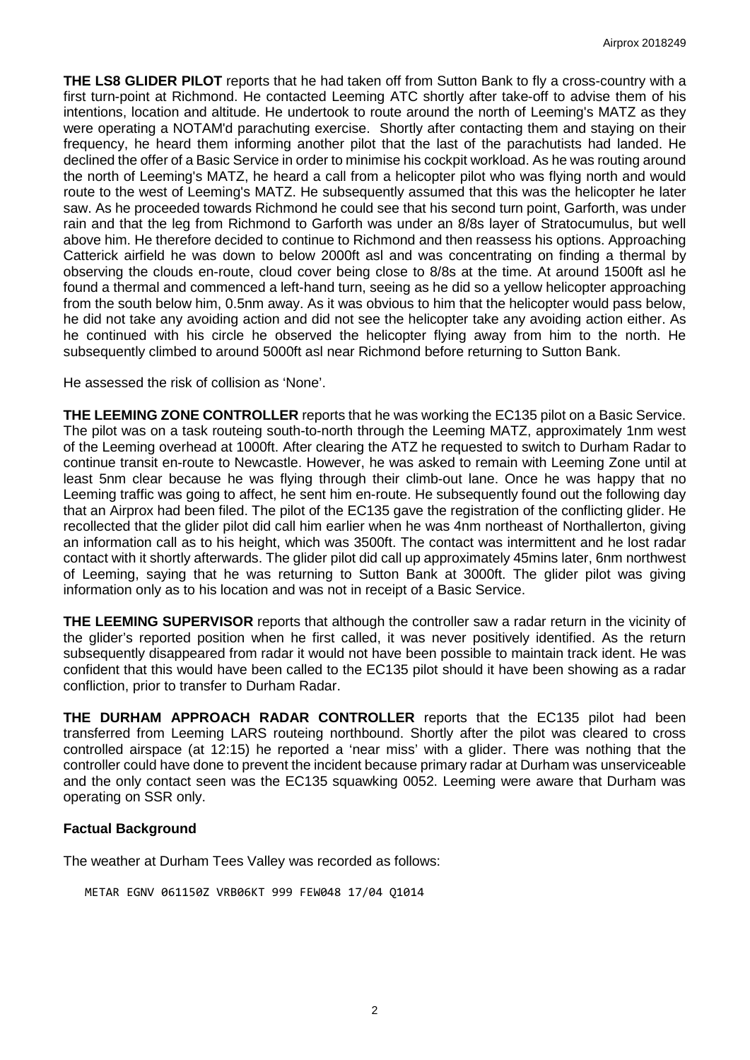**THE LS8 GLIDER PILOT** reports that he had taken off from Sutton Bank to fly a cross-country with a first turn-point at Richmond. He contacted Leeming ATC shortly after take-off to advise them of his intentions, location and altitude. He undertook to route around the north of Leeming's MATZ as they were operating a NOTAM'd parachuting exercise. Shortly after contacting them and staying on their frequency, he heard them informing another pilot that the last of the parachutists had landed. He declined the offer of a Basic Service in order to minimise his cockpit workload. As he was routing around the north of Leeming's MATZ, he heard a call from a helicopter pilot who was flying north and would route to the west of Leeming's MATZ. He subsequently assumed that this was the helicopter he later saw. As he proceeded towards Richmond he could see that his second turn point, Garforth, was under rain and that the leg from Richmond to Garforth was under an 8/8s layer of Stratocumulus, but well above him. He therefore decided to continue to Richmond and then reassess his options. Approaching Catterick airfield he was down to below 2000ft asl and was concentrating on finding a thermal by observing the clouds en-route, cloud cover being close to 8/8s at the time. At around 1500ft asl he found a thermal and commenced a left-hand turn, seeing as he did so a yellow helicopter approaching from the south below him, 0.5nm away. As it was obvious to him that the helicopter would pass below, he did not take any avoiding action and did not see the helicopter take any avoiding action either. As he continued with his circle he observed the helicopter flying away from him to the north. He subsequently climbed to around 5000ft asl near Richmond before returning to Sutton Bank.

He assessed the risk of collision as 'None'.

**THE LEEMING ZONE CONTROLLER** reports that he was working the EC135 pilot on a Basic Service. The pilot was on a task routeing south-to-north through the Leeming MATZ, approximately 1nm west of the Leeming overhead at 1000ft. After clearing the ATZ he requested to switch to Durham Radar to continue transit en-route to Newcastle. However, he was asked to remain with Leeming Zone until at least 5nm clear because he was flying through their climb-out lane. Once he was happy that no Leeming traffic was going to affect, he sent him en-route. He subsequently found out the following day that an Airprox had been filed. The pilot of the EC135 gave the registration of the conflicting glider. He recollected that the glider pilot did call him earlier when he was 4nm northeast of Northallerton, giving an information call as to his height, which was 3500ft. The contact was intermittent and he lost radar contact with it shortly afterwards. The glider pilot did call up approximately 45mins later, 6nm northwest of Leeming, saying that he was returning to Sutton Bank at 3000ft. The glider pilot was giving information only as to his location and was not in receipt of a Basic Service.

**THE LEEMING SUPERVISOR** reports that although the controller saw a radar return in the vicinity of the glider's reported position when he first called, it was never positively identified. As the return subsequently disappeared from radar it would not have been possible to maintain track ident. He was confident that this would have been called to the EC135 pilot should it have been showing as a radar confliction, prior to transfer to Durham Radar.

**THE DURHAM APPROACH RADAR CONTROLLER** reports that the EC135 pilot had been transferred from Leeming LARS routeing northbound. Shortly after the pilot was cleared to cross controlled airspace (at 12:15) he reported a 'near miss' with a glider. There was nothing that the controller could have done to prevent the incident because primary radar at Durham was unserviceable and the only contact seen was the EC135 squawking 0052. Leeming were aware that Durham was operating on SSR only.

### Factual Background

The weather at Durham Tees Valley was recorded as follows:

```
METAR EGNV 061150Z VRB06KT 999 FEW048 17/04 Q1014
```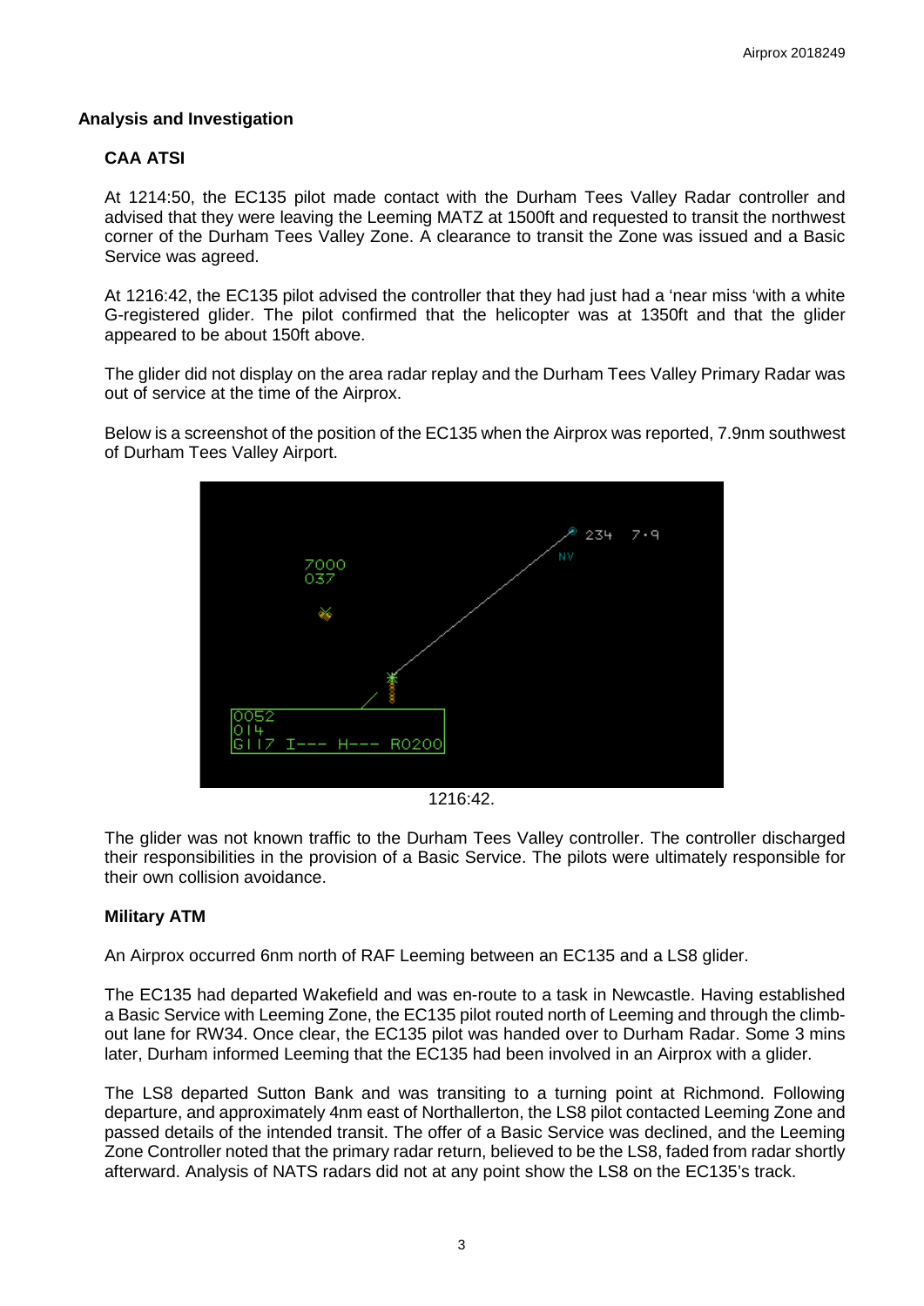### Analysis and Investigation

#### CAA ATSI

At 1214:50, the EC135 pilot made contact with the Durham Tees Valley Radar controller and advised that they were leaving the Leeming MATZ at 1500ft and requested to transit the northwest corner of the Durham Tees Valley Zone. A clearance to transit the Zone was issued and a Basic Service was agreed.

At 1216:42, the EC135 pilot advised the controller that they had just had a 'near miss 'with a white G-registered glider. The pilot confirmed that the helicopter was at 1350ft and that the glider appeared to be about 150ft above.

The glider did not display on the area radar replay and the Durham Tees Valley Primary Radar was out of service at the time of the Airprox.

Below is a screenshot of the position of the EC135 when the Airprox was reported, 7.9nm southwest of Durham Tees Valley Airport.

1216:42.

The glider was not known traffic to the Durham Tees Valley controller. The controller discharged their responsibilities in the provision of a Basic Service. The pilots were ultimately responsible for their own collision avoidance.

#### Military ATM

An Airprox occurred 6nm north of RAF Leeming between an EC135 and a LS8 glider.

The EC135 had departed Wakefield and was en-route to a task in Newcastle. Having established a Basic Service with Leeming Zone, the EC135 pilot routed north of Leeming and through the climb-out lane for RW34. Once clear, the EC135 pilot was handed over to Durham Radar. Some 3 mins later, Durham informed Leeming that the EC135 had been involved in an Airprox with a glider.

The LS8 departed Sutton Bank and was transiting to a turning point at Richmond. Following departure, and approximately 4nm east of Northallerton, the LS8 pilot contacted Leeming Zone and passed details of the intended transit. The offer of a Basic Service was declined, and the Leeming Zone Controller noted that the primary radar return, believed to be the LS8, faded from radar shortly afterward. Analysis of NATS radars did not at any point show the LS8 on the EC135's track.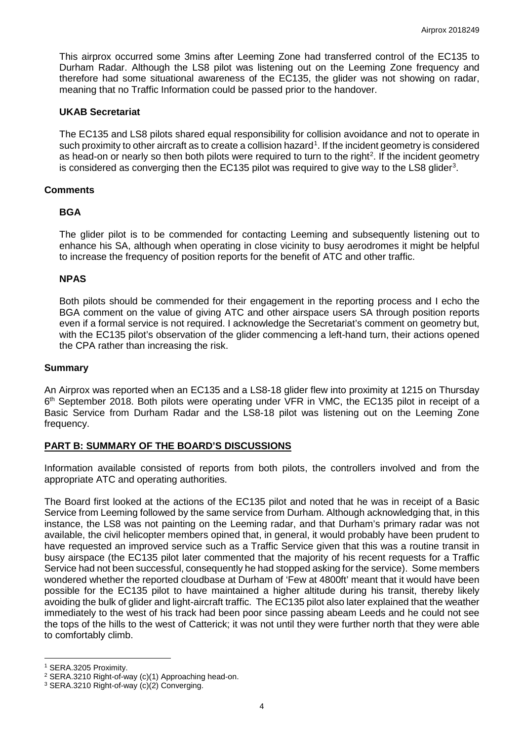This airprox occurred some 3mins after Leeming Zone had transferred control of the EC135 to Durham Radar. Although the LS8 pilot was listening out on the Leeming Zone frequency and therefore had some situational awareness of the EC135, the glider was not showing on radar, meaning that no Traffic Information could be passed prior to the handover.

### UKAB Secretariat

The EC135 and LS8 pilots shared equal responsibility for collision avoidance and not to operate in such proximity to other aircraft as to create a collision hazard[1]. If the incident geometry is considered as head-on or nearly so then both pilots were required to turn to the right[2]. If the incident geometry is considered as converging then the EC135 pilot was required to give way to the LS8 glider[3].

## Comments

### BGA

The glider pilot is to be commended for contacting Leeming and subsequently listening out to enhance his SA, although when operating in close vicinity to busy aerodromes it might be helpful to increase the frequency of position reports for the benefit of ATC and other traffic.

### NPAS

Both pilots should be commended for their engagement in the reporting process and I echo the BGA comment on the value of giving ATC and other airspace users SA through position reports even if a formal service is not required. I acknowledge the Secretariat's comment on geometry but, with the EC135 pilot's observation of the glider commencing a left-hand turn, their actions opened the CPA rather than increasing the risk.

## Summary

An Airprox was reported when an EC135 and a LS8-18 glider flew into proximity at 1215 on Thursday 6th September 2018. Both pilots were operating under VFR in VMC, the EC135 pilot in receipt of a Basic Service from Durham Radar and the LS8-18 pilot was listening out on the Leeming Zone frequency.

## PART B: SUMMARY OF THE BOARD'S DISCUSSIONS

Information available consisted of reports from both pilots, the controllers involved and from the appropriate ATC and operating authorities.

The Board first looked at the actions of the EC135 pilot and noted that he was in receipt of a Basic Service from Leeming followed by the same service from Durham. Although acknowledging that, in this instance, the LS8 was not painting on the Leeming radar, and that Durham's primary radar was not available, the civil helicopter members opined that, in general, it would probably have been prudent to have requested an improved service such as a Traffic Service given that this was a routine transit in busy airspace (the EC135 pilot later commented that the majority of his recent requests for a Traffic Service had not been successful, consequently he had stopped asking for the service). Some members wondered whether the reported cloudbase at Durham of 'Few at 4800ft' meant that it would have been possible for the EC135 pilot to have maintained a higher altitude during his transit, thereby likely avoiding the bulk of glider and light-aircraft traffic. The EC135 pilot also later explained that the weather immediately to the west of his track had been poor since passing abeam Leeds and he could not see the tops of the hills to the west of Catterick; it was not until they were further north that they were able to comfortably climb.

---

[1] SERA.3205 Proximity.

[2] SERA.3210 Right-of-way (c)(1) Approaching head-on.

[3] SERA.3210 Right-of-way (c)(2) Converging.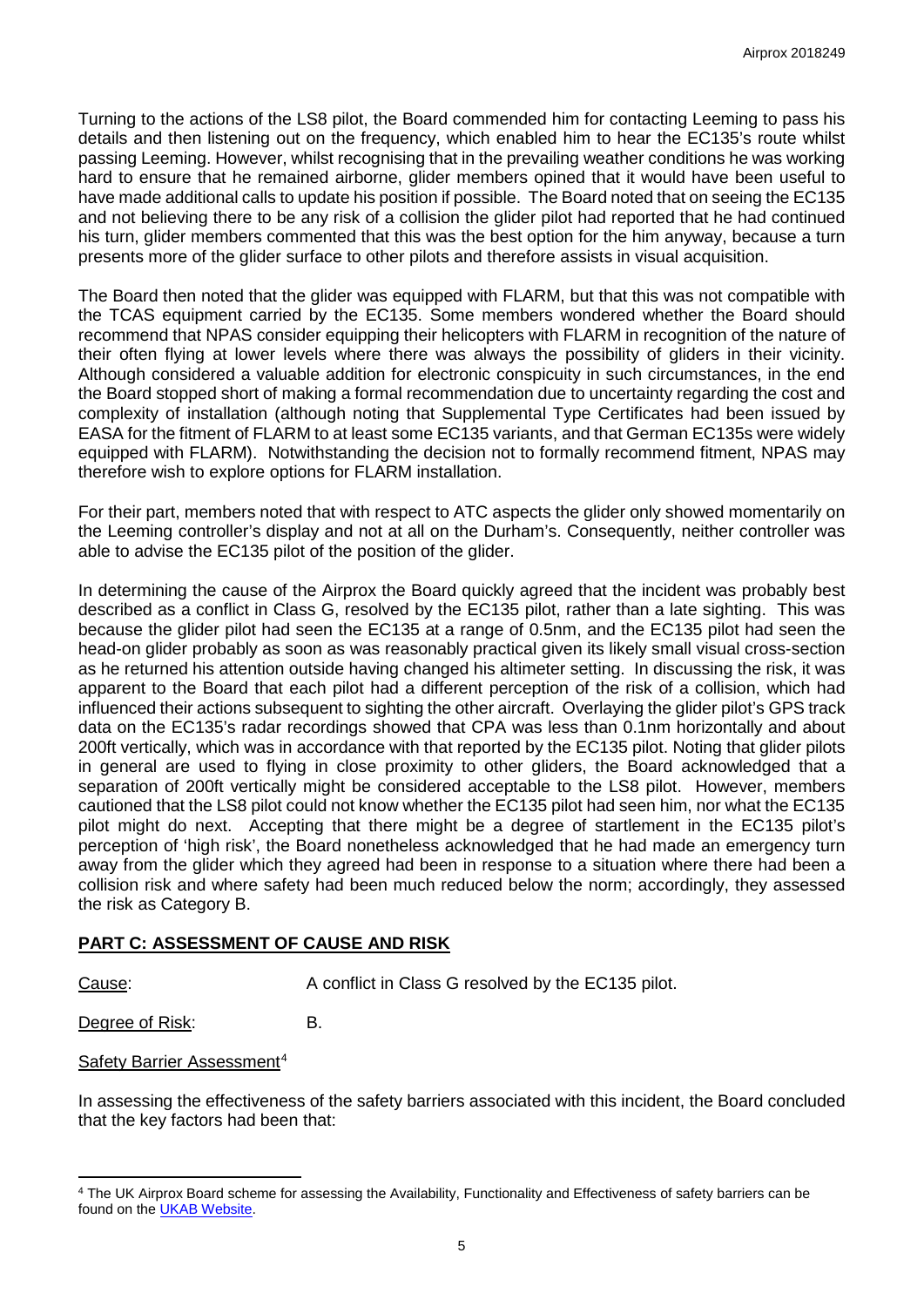Turning to the actions of the LS8 pilot, the Board commended him for contacting Leeming to pass his details and then listening out on the frequency, which enabled him to hear the EC135's route whilst passing Leeming. However, whilst recognising that in the prevailing weather conditions he was working hard to ensure that he remained airborne, glider members opined that it would have been useful to have made additional calls to update his position if possible. The Board noted that on seeing the EC135 and not believing there to be any risk of a collision the glider pilot had reported that he had continued his turn, glider members commented that this was the best option for the him anyway, because a turn presents more of the glider surface to other pilots and therefore assists in visual acquisition.

The Board then noted that the glider was equipped with FLARM, but that this was not compatible with the TCAS equipment carried by the EC135. Some members wondered whether the Board should recommend that NPAS consider equipping their helicopters with FLARM in recognition of the nature of their often flying at lower levels where there was always the possibility of gliders in their vicinity. Although considered a valuable addition for electronic conspicuity in such circumstances, in the end the Board stopped short of making a formal recommendation due to uncertainty regarding the cost and complexity of installation (although noting that Supplemental Type Certificates had been issued by EASA for the fitment of FLARM to at least some EC135 variants, and that German EC135s were widely equipped with FLARM). Notwithstanding the decision not to formally recommend fitment, NPAS may therefore wish to explore options for FLARM installation.

For their part, members noted that with respect to ATC aspects the glider only showed momentarily on the Leeming controller's display and not at all on the Durham's. Consequently, neither controller was able to advise the EC135 pilot of the position of the glider.

In determining the cause of the Airprox the Board quickly agreed that the incident was probably best described as a conflict in Class G, resolved by the EC135 pilot, rather than a late sighting. This was because the glider pilot had seen the EC135 at a range of 0.5nm, and the EC135 pilot had seen the head-on glider probably as soon as was reasonably practical given its likely small visual cross-section as he returned his attention outside having changed his altimeter setting. In discussing the risk, it was apparent to the Board that each pilot had a different perception of the risk of a collision, which had influenced their actions subsequent to sighting the other aircraft. Overlaying the glider pilot's GPS track data on the EC135's radar recordings showed that CPA was less than 0.1nm horizontally and about 200ft vertically, which was in accordance with that reported by the EC135 pilot. Noting that glider pilots in general are used to flying in close proximity to other gliders, the Board acknowledged that a separation of 200ft vertically might be considered acceptable to the LS8 pilot. However, members cautioned that the LS8 pilot could not know whether the EC135 pilot had seen him, nor what the EC135 pilot might do next. Accepting that there might be a degree of startlement in the EC135 pilot's perception of 'high risk', the Board nonetheless acknowledged that he had made an emergency turn away from the glider which they agreed had been in response to a situation where there had been a collision risk and where safety had been much reduced below the norm; accordingly, they assessed the risk as Category B.

## PART C: ASSESSMENT OF CAUSE AND RISK

Cause: A conflict in Class G resolved by the EC135 pilot.

Degree of Risk: B.

Safety Barrier Assessment[4]

In assessing the effectiveness of the safety barriers associated with this incident, the Board concluded that the key factors had been that:

[4] The UK Airprox Board scheme for assessing the Availability, Functionality and Effectiveness of safety barriers can be found on the UKAB Website.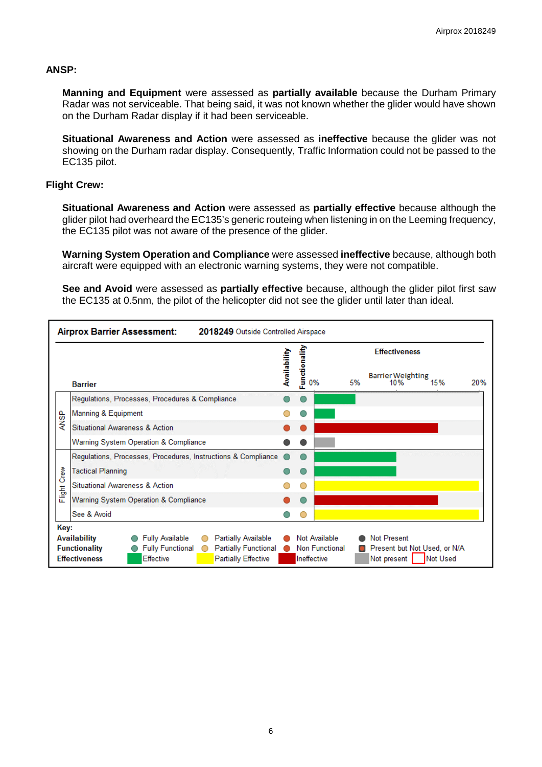**ANSP:**

**Manning and Equipment** were assessed as **partially available** because the Durham Primary Radar was not serviceable. That being said, it was not known whether the glider would have shown on the Durham Radar display if it had been serviceable.

**Situational Awareness and Action** were assessed as **ineffective** because the glider was not showing on the Durham radar display. Consequently, Traffic Information could not be passed to the EC135 pilot.

**Flight Crew:**

**Situational Awareness and Action** were assessed as **partially effective** because although the glider pilot had overheard the EC135's generic routeing when listening in on the Leeming frequency, the EC135 pilot was not aware of the presence of the glider.

**Warning System Operation and Compliance** were assessed **ineffective** because, although both aircraft were equipped with an electronic warning systems, they were not compatible.

**See and Avoid** were assessed as **partially effective** because, although the glider pilot first saw the EC135 at 0.5nm, the pilot of the helicopter did not see the glider until later than ideal.

**Airprox Barrier Assessment:** **2018249** Outside Controlled Airspace

Barrier
Availability
Functionality
Effectiveness
Barrier Weighting
0%
5%
10%
15%
20%

ANSP
Regulations, Processes, Procedures & Compliance
Manning & Equipment
Situational Awareness & Action
Warning System Operation & Compliance

Flight Crew
Regulations, Processes, Procedures, Instructions & Compliance
Tactical Planning
Situational Awareness & Action
Warning System Operation & Compliance
See & Avoid

Key:
Availability: Fully Available, Partially Available, Not Available, Not Present
Functionality: Fully Functional, Partially Functional, Non Functional, Present but Not Used, or N/A
Effectiveness: Effective, Partially Effective, Ineffective, Not present, Not Used